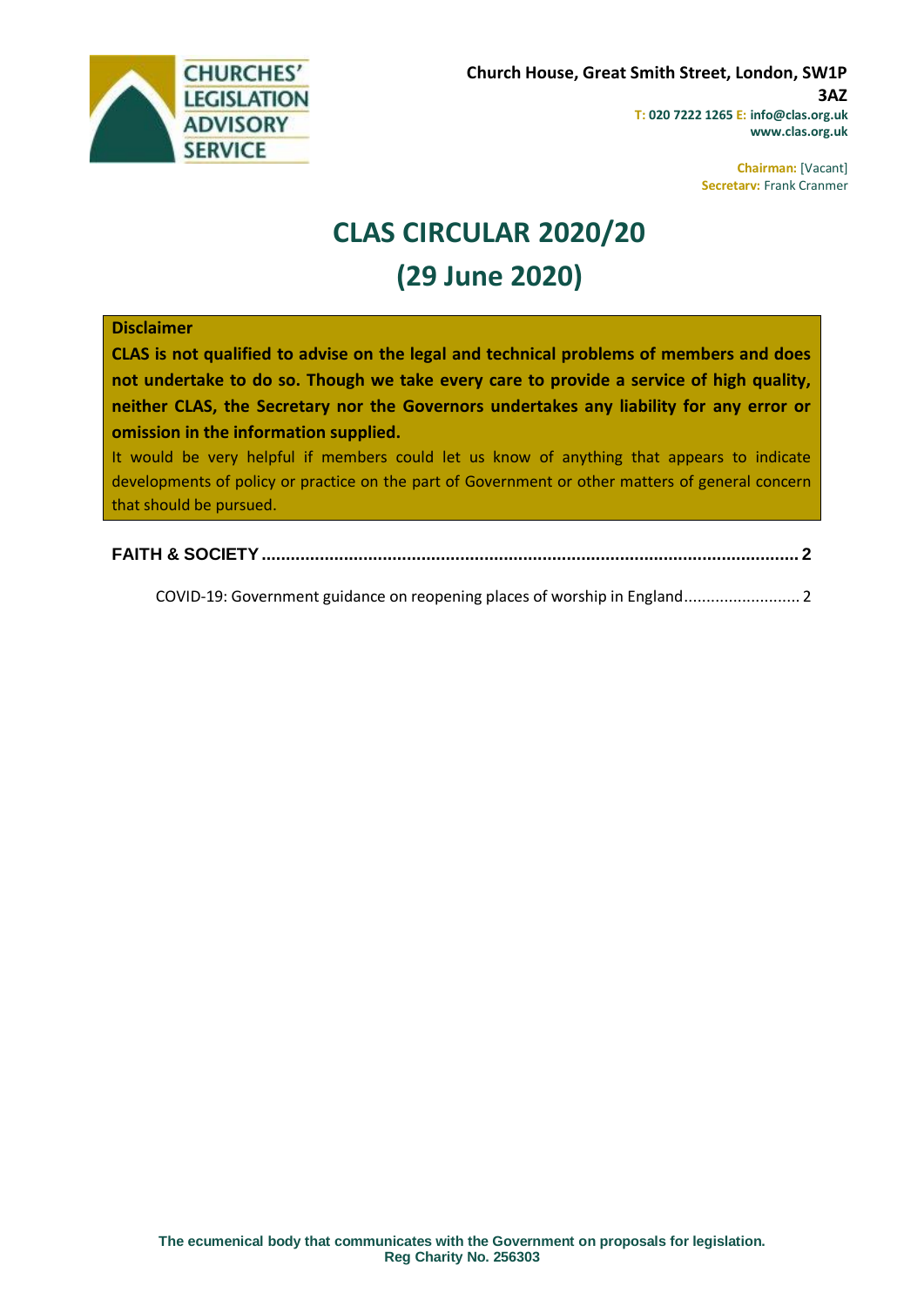CHURCHES' LEGISLATION ADVISORY SERVICE

**Church House, Great Smith Street, London, SW1P 3AZ**
**T: 020 7222 1265 E: info@clas.org.uk**
**www.clas.org.uk**

**Chairman:** [Vacant]
**Secretary:** Frank Cranmer

# CLAS CIRCULAR 2020/20
# (29 June 2020)

**Disclaimer**

**CLAS is not qualified to advise on the legal and technical problems of members and does not undertake to do so. Though we take every care to provide a service of high quality, neither CLAS, the Secretary nor the Governors undertakes any liability for any error or omission in the information supplied.**

It would be very helpful if members could let us know of anything that appears to indicate developments of policy or practice on the part of Government or other matters of general concern that should be pursued.

**FAITH & SOCIETY** .......... 2

COVID-19: Government guidance on reopening places of worship in England .......... 2

**The ecumenical body that communicates with the Government on proposals for legislation.**
**Reg Charity No. 256303**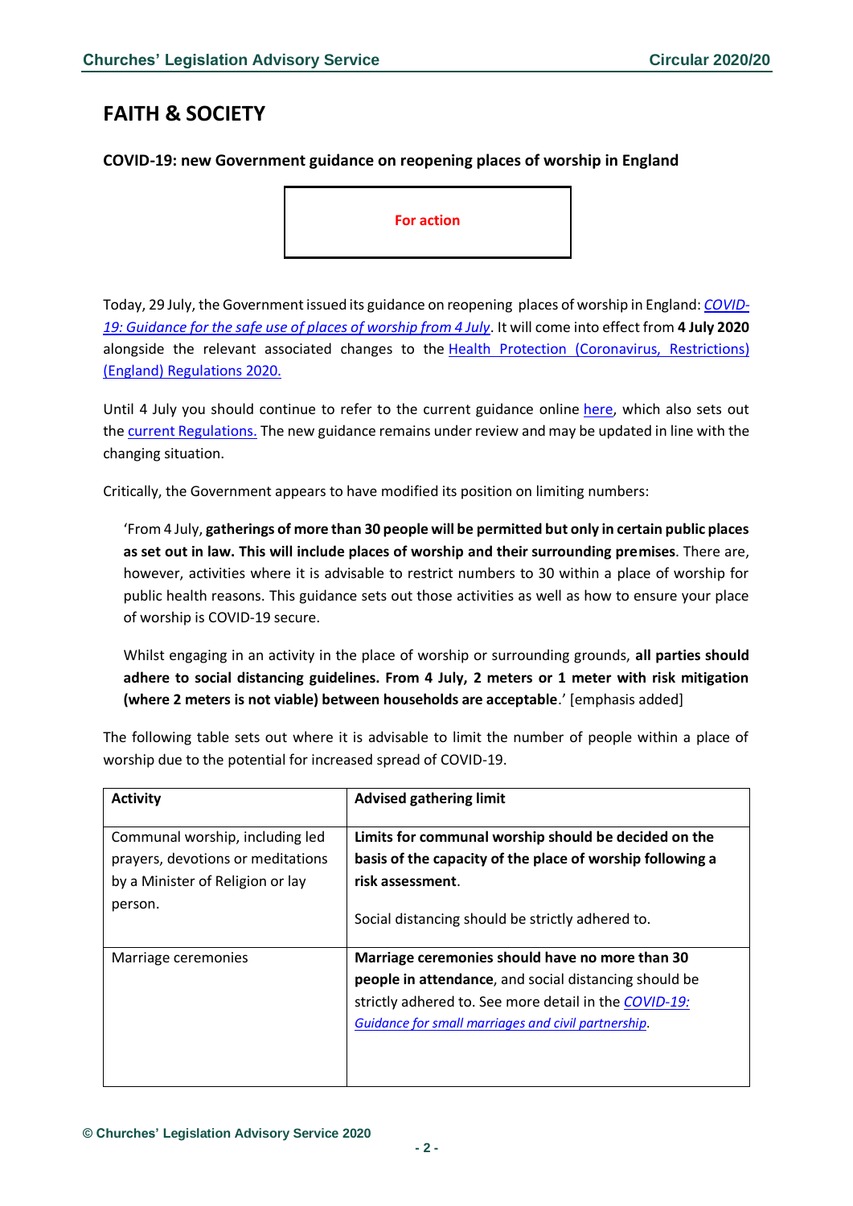# FAITH & SOCIETY

**COVID-19: new Government guidance on reopening places of worship in England**

**For action**

Today, 29 July, the Government issued its guidance on reopening places of worship in England: *COVID-19: Guidance for the safe use of places of worship from 4 July*. It will come into effect from **4 July 2020** alongside the relevant associated changes to the Health Protection (Coronavirus, Restrictions) (England) Regulations 2020.

Until 4 July you should continue to refer to the current guidance online here, which also sets out the current Regulations. The new guidance remains under review and may be updated in line with the changing situation.

Critically, the Government appears to have modified its position on limiting numbers:

> 'From 4 July, **gatherings of more than 30 people will be permitted but only in certain public places as set out in law. This will include places of worship and their surrounding premises**. There are, however, activities where it is advisable to restrict numbers to 30 within a place of worship for public health reasons. This guidance sets out those activities as well as how to ensure your place of worship is COVID-19 secure.
>
> Whilst engaging in an activity in the place of worship or surrounding grounds, **all parties should adhere to social distancing guidelines. From 4 July, 2 meters or 1 meter with risk mitigation (where 2 meters is not viable) between households are acceptable**.' [emphasis added]

The following table sets out where it is advisable to limit the number of people within a place of worship due to the potential for increased spread of COVID-19.

| Activity | Advised gathering limit |
|---|---|
| Communal worship, including led prayers, devotions or meditations by a Minister of Religion or lay person. | **Limits for communal worship should be decided on the basis of the capacity of the place of worship following a risk assessment**.<br><br>Social distancing should be strictly adhered to. |
| Marriage ceremonies | **Marriage ceremonies should have no more than 30 people in attendance**, and social distancing should be strictly adhered to. See more detail in the *COVID-19: Guidance for small marriages and civil partnership*. |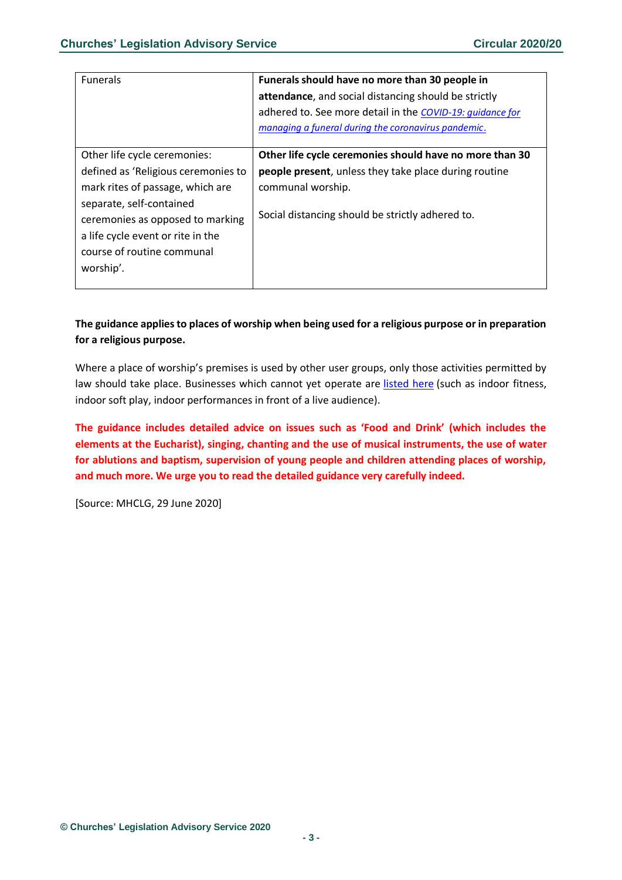| | |
|---|---|
| Funerals | **Funerals should have no more than 30 people in attendance**, and social distancing should be strictly adhered to. See more detail in the *COVID-19: guidance for managing a funeral during the coronavirus pandemic*. |
| Other life cycle ceremonies: defined as 'Religious ceremonies to mark rites of passage, which are separate, self-contained ceremonies as opposed to marking a life cycle event or rite in the course of routine communal worship'. | **Other life cycle ceremonies should have no more than 30 people present**, unless they take place during routine communal worship.<br><br>Social distancing should be strictly adhered to. |

**The guidance applies to places of worship when being used for a religious purpose or in preparation for a religious purpose.**

Where a place of worship's premises is used by other user groups, only those activities permitted by law should take place. Businesses which cannot yet operate are listed here (such as indoor fitness, indoor soft play, indoor performances in front of a live audience).

**The guidance includes detailed advice on issues such as 'Food and Drink' (which includes the elements at the Eucharist), singing, chanting and the use of musical instruments, the use of water for ablutions and baptism, supervision of young people and children attending places of worship, and much more. We urge you to read the detailed guidance very carefully indeed.**

[Source: MHCLG, 29 June 2020]